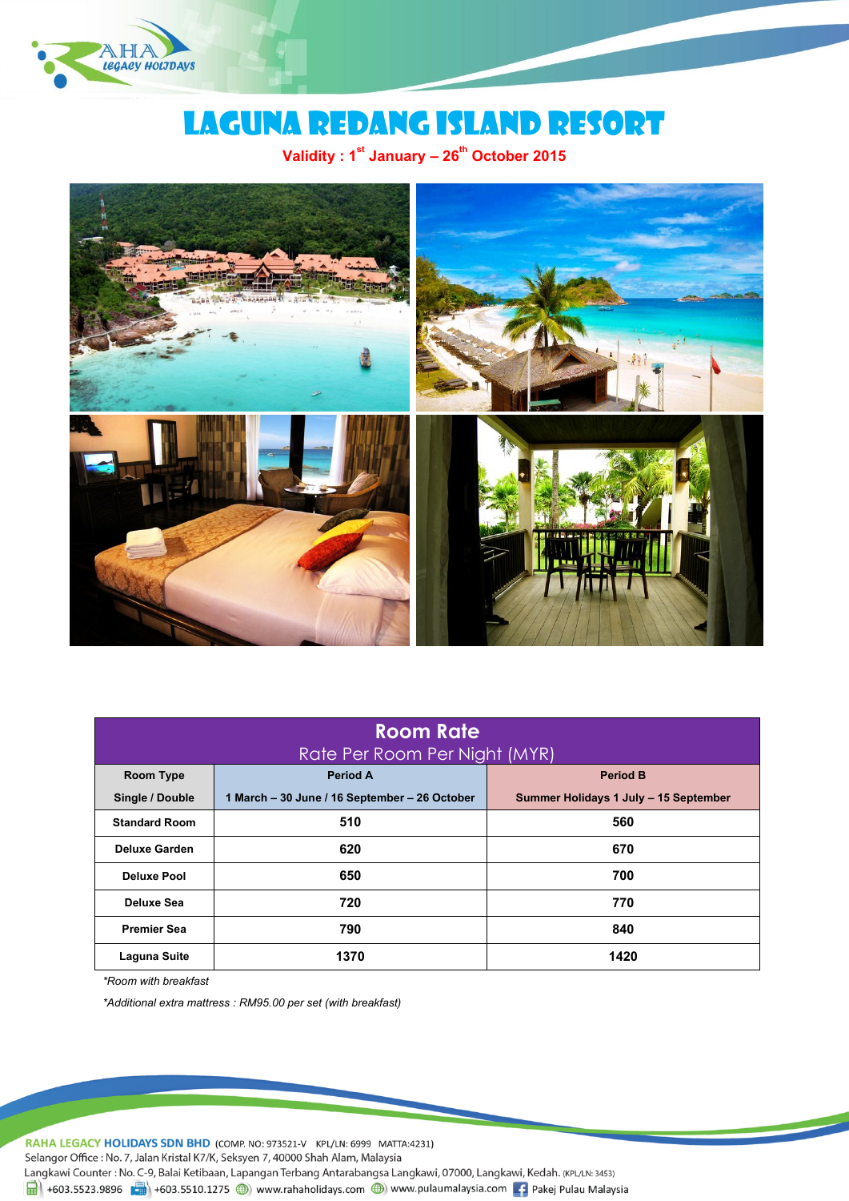# LAGUNA REDANG ISLAND RESORT

**Validity : 1st January – 26th October 2015**

| **Room Rate**<br>Rate Per Room Per Night (MYR) | | |
|---|---|---|
| **Room Type**<br>**Single / Double** | **Period A**<br>**1 March – 30 June / 16 September – 26 October** | **Period B**<br>**Summer Holidays 1 July – 15 September** |
| **Standard Room** | **510** | **560** |
| **Deluxe Garden** | **620** | **670** |
| **Deluxe Pool** | **650** | **700** |
| **Deluxe Sea** | **720** | **770** |
| **Premier Sea** | **790** | **840** |
| **Laguna Suite** | **1370** | **1420** |

*\*Room with breakfast*

*\*Additional extra mattress : RM95.00 per set (with breakfast)*

**RAHA LEGACY HOLIDAYS SDN BHD** (COMP. NO: 973521-V KPL/LN: 6999 MATTA:4231)
Selangor Office : No. 7, Jalan Kristal K7/K, Seksyen 7, 40000 Shah Alam, Malaysia
Langkawi Counter : No. C-9, Balai Ketibaan, Lapangan Terbang Antarabangsa Langkawi, 07000, Langkawi, Kedah. (KPL/LN: 3453)
+603.5523.9896 | +603.5510.1275 | www.rahaholidays.com | www.pulaumalaysia.com | Pakej Pulau Malaysia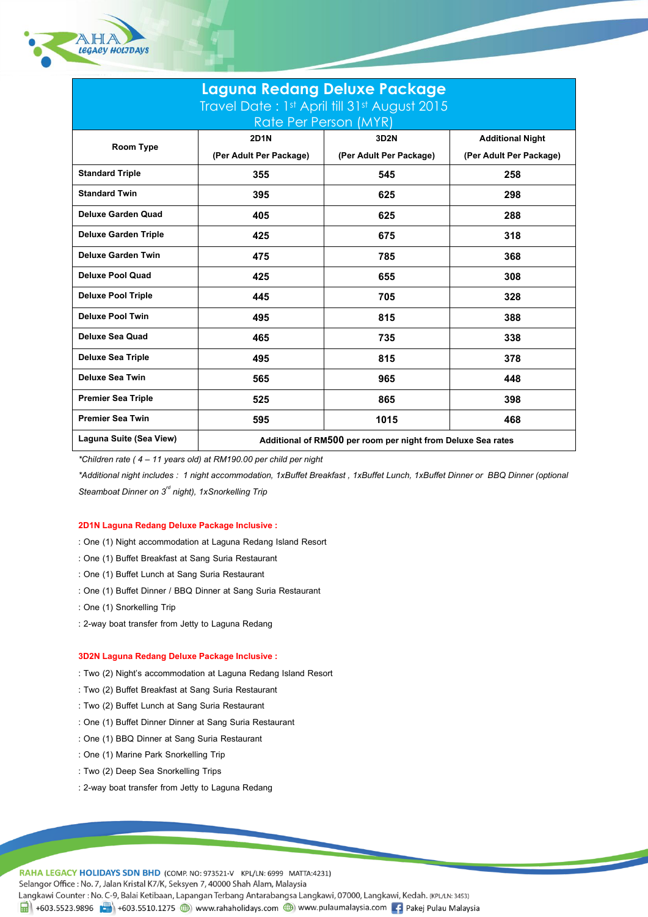## Laguna Redang Deluxe Package

Travel Date : 1st April till 31st August 2015

Rate Per Person (MYR)

| Room Type | 2D1N (Per Adult Per Package) | 3D2N (Per Adult Per Package) | Additional Night (Per Adult Per Package) |
|---|---|---|---|
| Standard Triple | 355 | 545 | 258 |
| Standard Twin | 395 | 625 | 298 |
| Deluxe Garden Quad | 405 | 625 | 288 |
| Deluxe Garden Triple | 425 | 675 | 318 |
| Deluxe Garden Twin | 475 | 785 | 368 |
| Deluxe Pool Quad | 425 | 655 | 308 |
| Deluxe Pool Triple | 445 | 705 | 328 |
| Deluxe Pool Twin | 495 | 815 | 388 |
| Deluxe Sea Quad | 465 | 735 | 338 |
| Deluxe Sea Triple | 495 | 815 | 378 |
| Deluxe Sea Twin | 565 | 965 | 448 |
| Premier Sea Triple | 525 | 865 | 398 |
| Premier Sea Twin | 595 | 1015 | 468 |
| Laguna Suite (Sea View) | Additional of RM500 per room per night from Deluxe Sea rates | | |

*\*Children rate ( 4 – 11 years old) at RM190.00 per child per night*

*\*Additional night includes : 1 night accommodation, 1xBuffet Breakfast , 1xBuffet Lunch, 1xBuffet Dinner or BBQ Dinner (optional Steamboat Dinner on 3rd night), 1xSnorkelling Trip*

**2D1N Laguna Redang Deluxe Package Inclusive :**

: One (1) Night accommodation at Laguna Redang Island Resort

: One (1) Buffet Breakfast at Sang Suria Restaurant

: One (1) Buffet Lunch at Sang Suria Restaurant

: One (1) Buffet Dinner / BBQ Dinner at Sang Suria Restaurant

: One (1) Snorkelling Trip

: 2-way boat transfer from Jetty to Laguna Redang

**3D2N Laguna Redang Deluxe Package Inclusive :**

: Two (2) Night's accommodation at Laguna Redang Island Resort

: Two (2) Buffet Breakfast at Sang Suria Restaurant

: Two (2) Buffet Lunch at Sang Suria Restaurant

: One (1) Buffet Dinner Dinner at Sang Suria Restaurant

: One (1) BBQ Dinner at Sang Suria Restaurant

: One (1) Marine Park Snorkelling Trip

: Two (2) Deep Sea Snorkelling Trips

: 2-way boat transfer from Jetty to Laguna Redang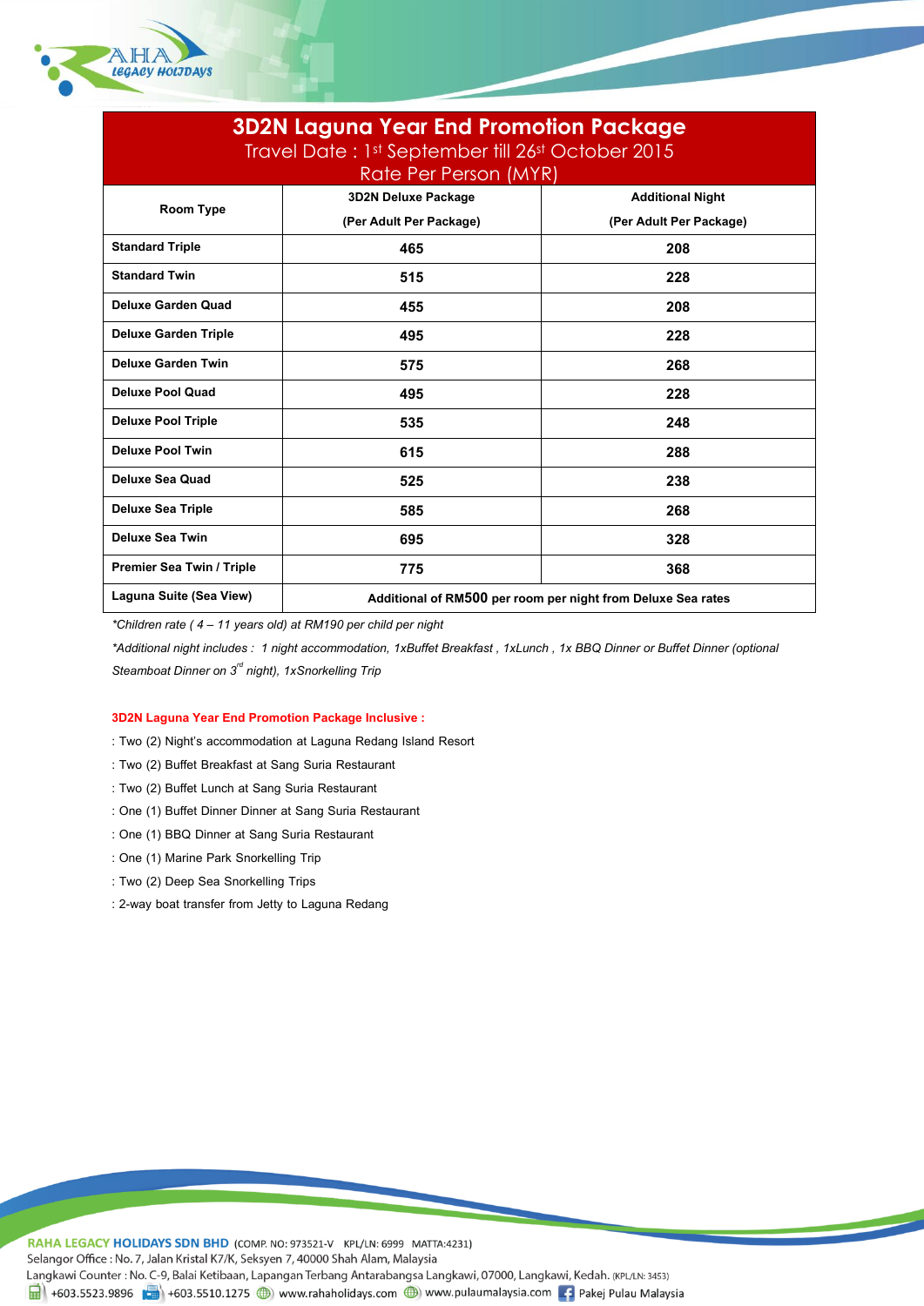## 3D2N Laguna Year End Promotion Package

Travel Date : 1st September till 26st October 2015

Rate Per Person (MYR)

| Room Type | 3D2N Deluxe Package (Per Adult Per Package) | Additional Night (Per Adult Per Package) |
|---|---|---|
| Standard Triple | 465 | 208 |
| Standard Twin | 515 | 228 |
| Deluxe Garden Quad | 455 | 208 |
| Deluxe Garden Triple | 495 | 228 |
| Deluxe Garden Twin | 575 | 268 |
| Deluxe Pool Quad | 495 | 228 |
| Deluxe Pool Triple | 535 | 248 |
| Deluxe Pool Twin | 615 | 288 |
| Deluxe Sea Quad | 525 | 238 |
| Deluxe Sea Triple | 585 | 268 |
| Deluxe Sea Twin | 695 | 328 |
| Premier Sea Twin / Triple | 775 | 368 |
| Laguna Suite (Sea View) | Additional of RM500 per room per night from Deluxe Sea rates | |

*\*Children rate ( 4 – 11 years old) at RM190 per child per night*

*\*Additional night includes : 1 night accommodation, 1xBuffet Breakfast , 1xLunch , 1x BBQ Dinner or Buffet Dinner (optional Steamboat Dinner on 3rd night), 1xSnorkelling Trip*

**3D2N Laguna Year End Promotion Package Inclusive :**

: Two (2) Night's accommodation at Laguna Redang Island Resort

: Two (2) Buffet Breakfast at Sang Suria Restaurant

: Two (2) Buffet Lunch at Sang Suria Restaurant

: One (1) Buffet Dinner Dinner at Sang Suria Restaurant

: One (1) BBQ Dinner at Sang Suria Restaurant

: One (1) Marine Park Snorkelling Trip

: Two (2) Deep Sea Snorkelling Trips

: 2-way boat transfer from Jetty to Laguna Redang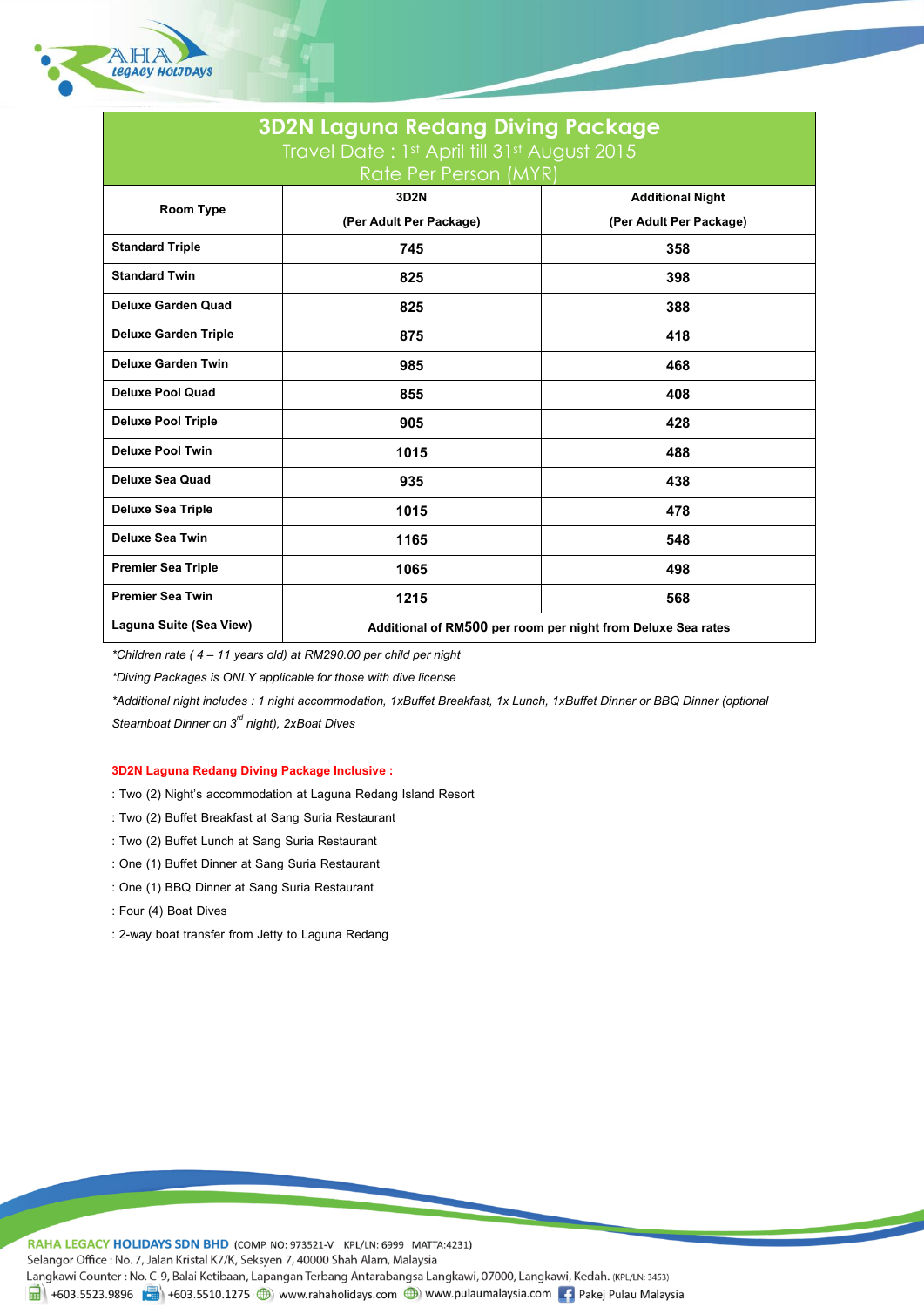# 3D2N Laguna Redang Diving Package

Travel Date : 1st April till 31st August 2015

Rate Per Person (MYR)

| Room Type | 3D2N (Per Adult Per Package) | Additional Night (Per Adult Per Package) |
|---|---|---|
| Standard Triple | 745 | 358 |
| Standard Twin | 825 | 398 |
| Deluxe Garden Quad | 825 | 388 |
| Deluxe Garden Triple | 875 | 418 |
| Deluxe Garden Twin | 985 | 468 |
| Deluxe Pool Quad | 855 | 408 |
| Deluxe Pool Triple | 905 | 428 |
| Deluxe Pool Twin | 1015 | 488 |
| Deluxe Sea Quad | 935 | 438 |
| Deluxe Sea Triple | 1015 | 478 |
| Deluxe Sea Twin | 1165 | 548 |
| Premier Sea Triple | 1065 | 498 |
| Premier Sea Twin | 1215 | 568 |
| Laguna Suite (Sea View) | Additional of RM500 per room per night from Deluxe Sea rates | |

*\*Children rate ( 4 – 11 years old) at RM290.00 per child per night*

*\*Diving Packages is ONLY applicable for those with dive license*

*\*Additional night includes : 1 night accommodation, 1xBuffet Breakfast, 1x Lunch, 1xBuffet Dinner or BBQ Dinner (optional Steamboat Dinner on 3rd night), 2xBoat Dives*

**3D2N Laguna Redang Diving Package Inclusive :**

: Two (2) Night's accommodation at Laguna Redang Island Resort

: Two (2) Buffet Breakfast at Sang Suria Restaurant

: Two (2) Buffet Lunch at Sang Suria Restaurant

: One (1) Buffet Dinner at Sang Suria Restaurant

: One (1) BBQ Dinner at Sang Suria Restaurant

: Four (4) Boat Dives

: 2-way boat transfer from Jetty to Laguna Redang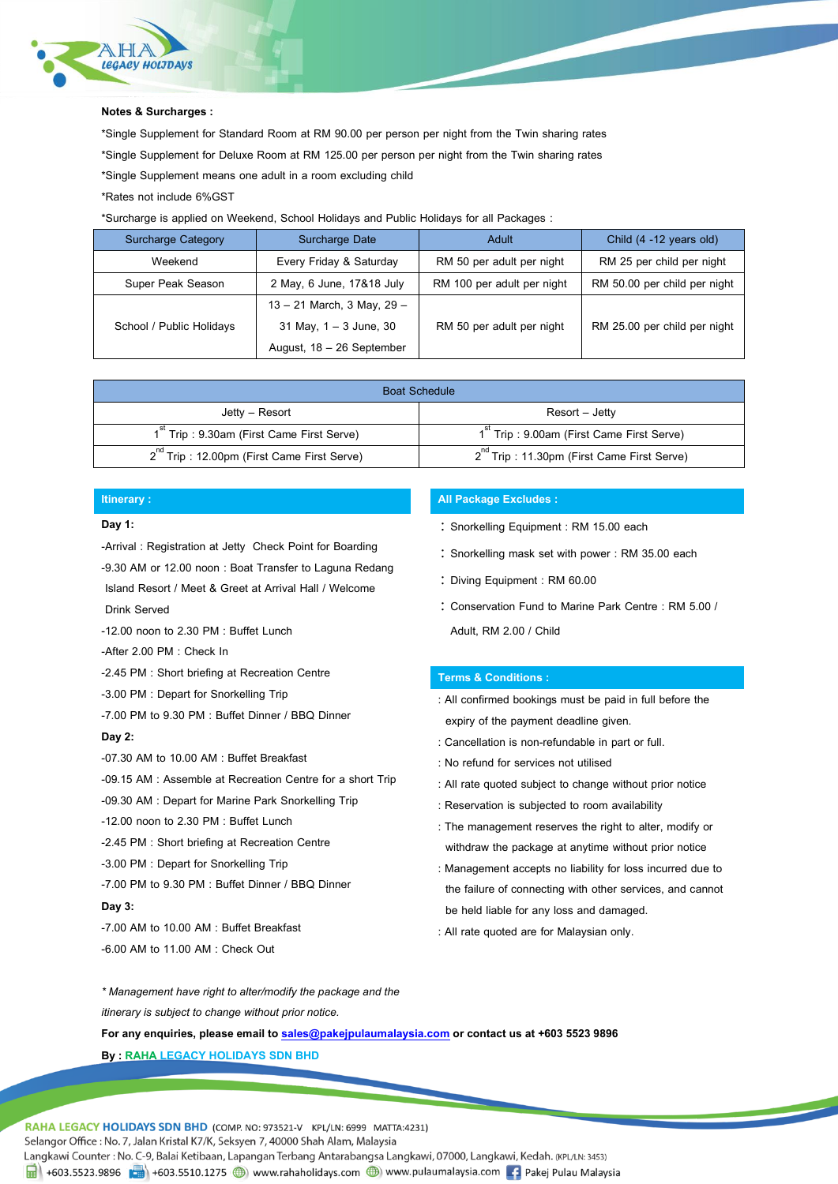**Notes & Surcharges :**

*Single Supplement for Standard Room at RM 90.00 per person per night from the Twin sharing rates

*Single Supplement for Deluxe Room at RM 125.00 per person per night from the Twin sharing rates

*Single Supplement means one adult in a room excluding child

*Rates not include 6%GST

*Surcharge is applied on Weekend, School Holidays and Public Holidays for all Packages :

| Surcharge Category | Surcharge Date | Adult | Child (4 -12 years old) |
|---|---|---|---|
| Weekend | Every Friday & Saturday | RM 50 per adult per night | RM 25 per child per night |
| Super Peak Season | 2 May, 6 June, 17&18 July | RM 100 per adult per night | RM 50.00 per child per night |
| School / Public Holidays | 13 – 21 March, 3 May, 29 – 31 May, 1 – 3 June, 30 August, 18 – 26 September | RM 50 per adult per night | RM 25.00 per child per night |

| Boat Schedule | |
|---|---|
| Jetty – Resort | Resort – Jetty |
| 1st Trip : 9.30am (First Came First Serve) | 1st Trip : 9.00am (First Came First Serve) |
| 2nd Trip : 12.00pm (First Came First Serve) | 2nd Trip : 11.30pm (First Came First Serve) |

## Itinerary :

**Day 1:**

-Arrival : Registration at Jetty Check Point for Boarding

-9.30 AM or 12.00 noon : Boat Transfer to Laguna Redang Island Resort / Meet & Greet at Arrival Hall / Welcome Drink Served

-12.00 noon to 2.30 PM : Buffet Lunch

-After 2.00 PM : Check In

-2.45 PM : Short briefing at Recreation Centre

-3.00 PM : Depart for Snorkelling Trip

-7.00 PM to 9.30 PM : Buffet Dinner / BBQ Dinner

**Day 2:**

-07.30 AM to 10.00 AM : Buffet Breakfast

-09.15 AM : Assemble at Recreation Centre for a short Trip

-09.30 AM : Depart for Marine Park Snorkelling Trip

-12.00 noon to 2.30 PM : Buffet Lunch

-2.45 PM : Short briefing at Recreation Centre

-3.00 PM : Depart for Snorkelling Trip

-7.00 PM to 9.30 PM : Buffet Dinner / BBQ Dinner

**Day 3:**

-7.00 AM to 10.00 AM : Buffet Breakfast

-6.00 AM to 11.00 AM : Check Out

## All Package Excludes :

: Snorkelling Equipment : RM 15.00 each

: Snorkelling mask set with power : RM 35.00 each

: Diving Equipment : RM 60.00

: Conservation Fund to Marine Park Centre : RM 5.00 / Adult, RM 2.00 / Child

## Terms & Conditions :

: All confirmed bookings must be paid in full before the expiry of the payment deadline given.

: Cancellation is non-refundable in part or full.

: No refund for services not utilised

: All rate quoted subject to change without prior notice

: Reservation is subjected to room availability

: The management reserves the right to alter, modify or withdraw the package at anytime without prior notice

: Management accepts no liability for loss incurred due to the failure of connecting with other services, and cannot be held liable for any loss and damaged.

: All rate quoted are for Malaysian only.

*\* Management have right to alter/modify the package and the itinerary is subject to change without prior notice.*

**For any enquiries, please email to sales@pakejpulaumalaysia.com or contact us at +603 5523 9896**

**By : RAHA LEGACY HOLIDAYS SDN BHD**

RAHA LEGACY HOLIDAYS SDN BHD (COMP. NO: 973521-V KPL/LN: 6999 MATTA:4231)
Selangor Office : No. 7, Jalan Kristal K7/K, Seksyen 7, 40000 Shah Alam, Malaysia
Langkawi Counter : No. C-9, Balai Ketibaan, Lapangan Terbang Antarabangsa Langkawi, 07000, Langkawi, Kedah. (KPL/LN: 3453)
+603.5523.9896 +603.5510.1275 www.rahaholidays.com www.pulaumalaysia.com Pakej Pulau Malaysia